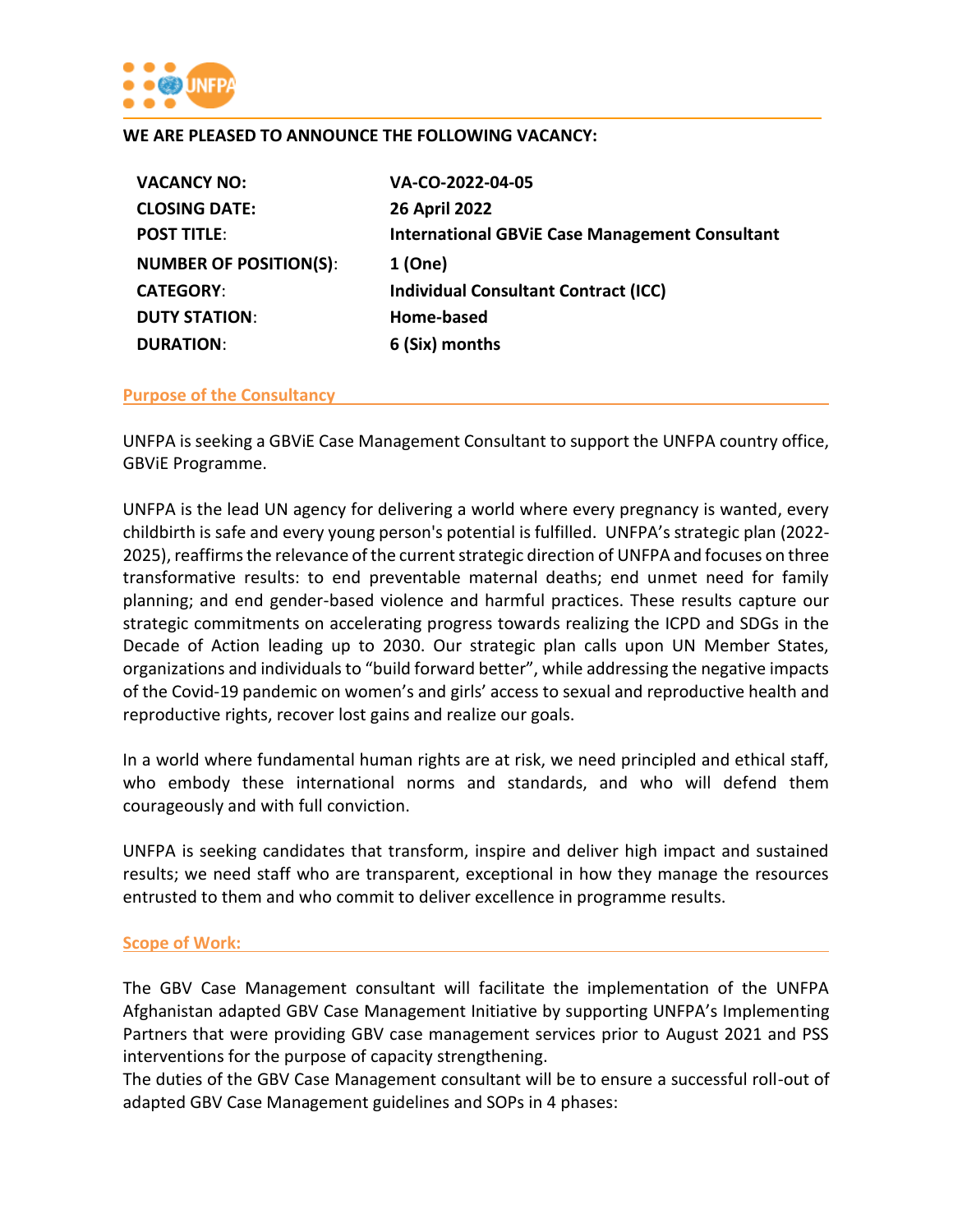**WE ARE PLEASED TO ANNOUNCE THE FOLLOWING VACANCY:**

| | |
|---|---|
| **VACANCY NO:** | **VA-CO-2022-04-05** |
| **CLOSING DATE:** | **26 April 2022** |
| **POST TITLE**: | **International GBViE Case Management Consultant** |
| **NUMBER OF POSITION(S)**: | **1 (One)** |
| **CATEGORY**: | **Individual Consultant Contract (ICC)** |
| **DUTY STATION**: | **Home-based** |
| **DURATION**: | **6 (Six) months** |

## Purpose of the Consultancy

UNFPA is seeking a GBViE Case Management Consultant to support the UNFPA country office, GBViE Programme.

UNFPA is the lead UN agency for delivering a world where every pregnancy is wanted, every childbirth is safe and every young person's potential is fulfilled. UNFPA's strategic plan (2022-2025), reaffirms the relevance of the current strategic direction of UNFPA and focuses on three transformative results: to end preventable maternal deaths; end unmet need for family planning; and end gender-based violence and harmful practices. These results capture our strategic commitments on accelerating progress towards realizing the ICPD and SDGs in the Decade of Action leading up to 2030. Our strategic plan calls upon UN Member States, organizations and individuals to "build forward better", while addressing the negative impacts of the Covid-19 pandemic on women's and girls' access to sexual and reproductive health and reproductive rights, recover lost gains and realize our goals.

In a world where fundamental human rights are at risk, we need principled and ethical staff, who embody these international norms and standards, and who will defend them courageously and with full conviction.

UNFPA is seeking candidates that transform, inspire and deliver high impact and sustained results; we need staff who are transparent, exceptional in how they manage the resources entrusted to them and who commit to deliver excellence in programme results.

## Scope of Work:

The GBV Case Management consultant will facilitate the implementation of the UNFPA Afghanistan adapted GBV Case Management Initiative by supporting UNFPA's Implementing Partners that were providing GBV case management services prior to August 2021 and PSS interventions for the purpose of capacity strengthening.

The duties of the GBV Case Management consultant will be to ensure a successful roll-out of adapted GBV Case Management guidelines and SOPs in 4 phases: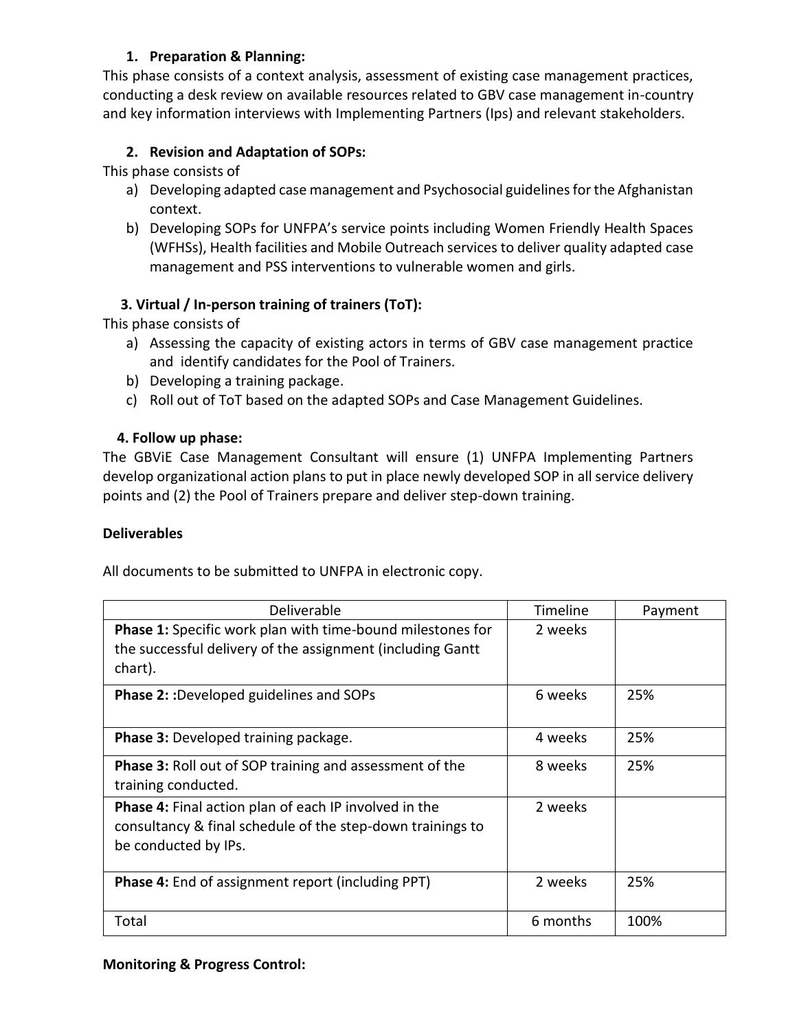1. **Preparation & Planning:**

This phase consists of a context analysis, assessment of existing case management practices, conducting a desk review on available resources related to GBV case management in-country and key information interviews with Implementing Partners (Ips) and relevant stakeholders.

2. **Revision and Adaptation of SOPs:**

This phase consists of

a) Developing adapted case management and Psychosocial guidelines for the Afghanistan context.
b) Developing SOPs for UNFPA's service points including Women Friendly Health Spaces (WFHSs), Health facilities and Mobile Outreach services to deliver quality adapted case management and PSS interventions to vulnerable women and girls.

3. **Virtual / In-person training of trainers (ToT):**

This phase consists of

a) Assessing the capacity of existing actors in terms of GBV case management practice and identify candidates for the Pool of Trainers.
b) Developing a training package.
c) Roll out of ToT based on the adapted SOPs and Case Management Guidelines.

4. **Follow up phase:**

The GBViE Case Management Consultant will ensure (1) UNFPA Implementing Partners develop organizational action plans to put in place newly developed SOP in all service delivery points and (2) the Pool of Trainers prepare and deliver step-down training.

**Deliverables**

All documents to be submitted to UNFPA in electronic copy.

| Deliverable | Timeline | Payment |
|---|---|---|
| **Phase 1:** Specific work plan with time-bound milestones for the successful delivery of the assignment (including Gantt chart). | 2 weeks | |
| **Phase 2: :**Developed guidelines and SOPs | 6 weeks | 25% |
| **Phase 3:** Developed training package. | 4 weeks | 25% |
| **Phase 3:** Roll out of SOP training and assessment of the training conducted. | 8 weeks | 25% |
| **Phase 4:** Final action plan of each IP involved in the consultancy & final schedule of the step-down trainings to be conducted by IPs. | 2 weeks | |
| **Phase 4:** End of assignment report (including PPT) | 2 weeks | 25% |
| Total | 6 months | 100% |

**Monitoring & Progress Control:**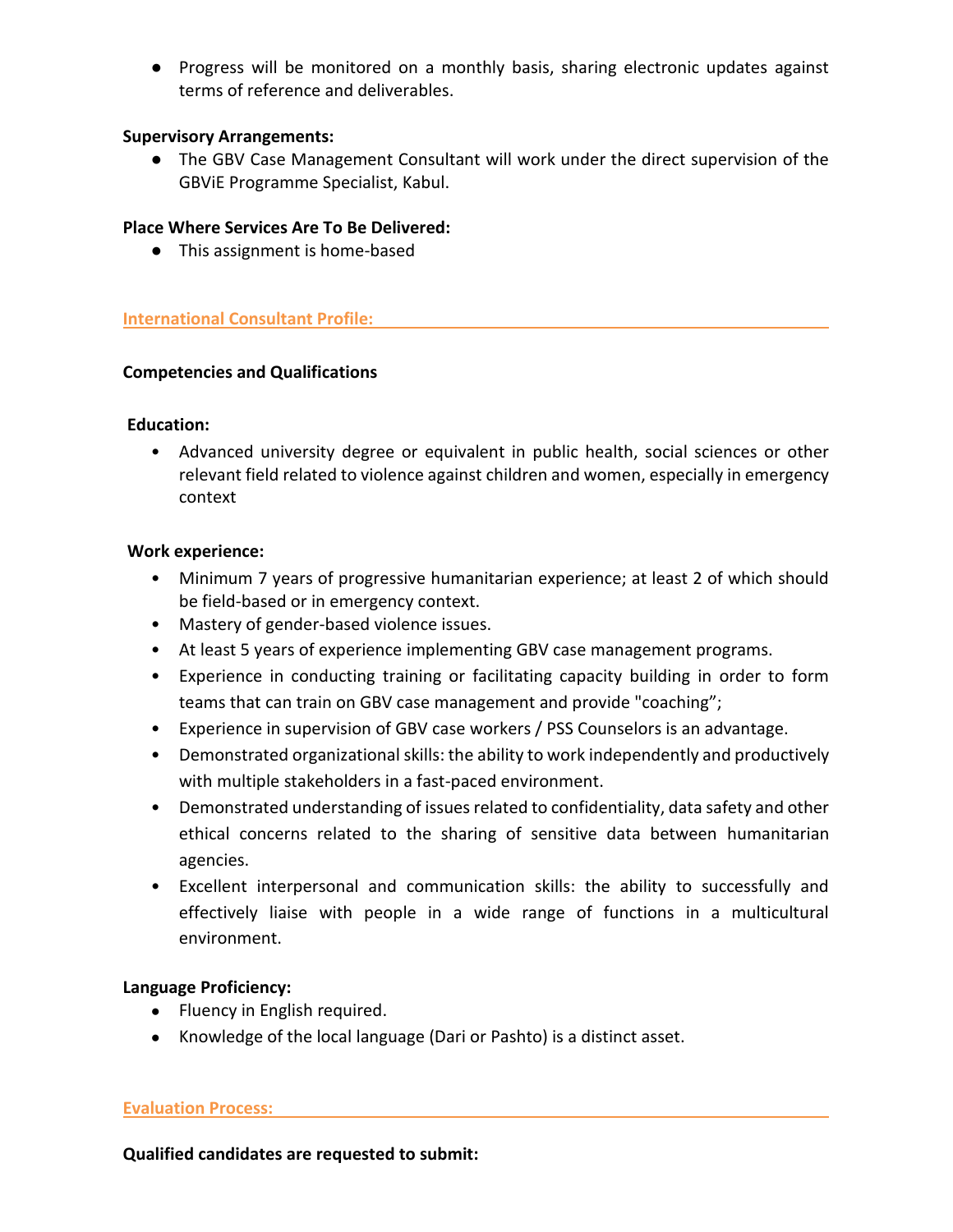- Progress will be monitored on a monthly basis, sharing electronic updates against terms of reference and deliverables.

**Supervisory Arrangements:**

- The GBV Case Management Consultant will work under the direct supervision of the GBViE Programme Specialist, Kabul.

**Place Where Services Are To Be Delivered:**

- This assignment is home-based

## International Consultant Profile:

**Competencies and Qualifications**

**Education:**

- Advanced university degree or equivalent in public health, social sciences or other relevant field related to violence against children and women, especially in emergency context

**Work experience:**

- Minimum 7 years of progressive humanitarian experience; at least 2 of which should be field-based or in emergency context.
- Mastery of gender-based violence issues.
- At least 5 years of experience implementing GBV case management programs.
- Experience in conducting training or facilitating capacity building in order to form teams that can train on GBV case management and provide "coaching";
- Experience in supervision of GBV case workers / PSS Counselors is an advantage.
- Demonstrated organizational skills: the ability to work independently and productively with multiple stakeholders in a fast-paced environment.
- Demonstrated understanding of issues related to confidentiality, data safety and other ethical concerns related to the sharing of sensitive data between humanitarian agencies.
- Excellent interpersonal and communication skills: the ability to successfully and effectively liaise with people in a wide range of functions in a multicultural environment.

**Language Proficiency:**

- Fluency in English required.
- Knowledge of the local language (Dari or Pashto) is a distinct asset.

## Evaluation Process:

**Qualified candidates are requested to submit:**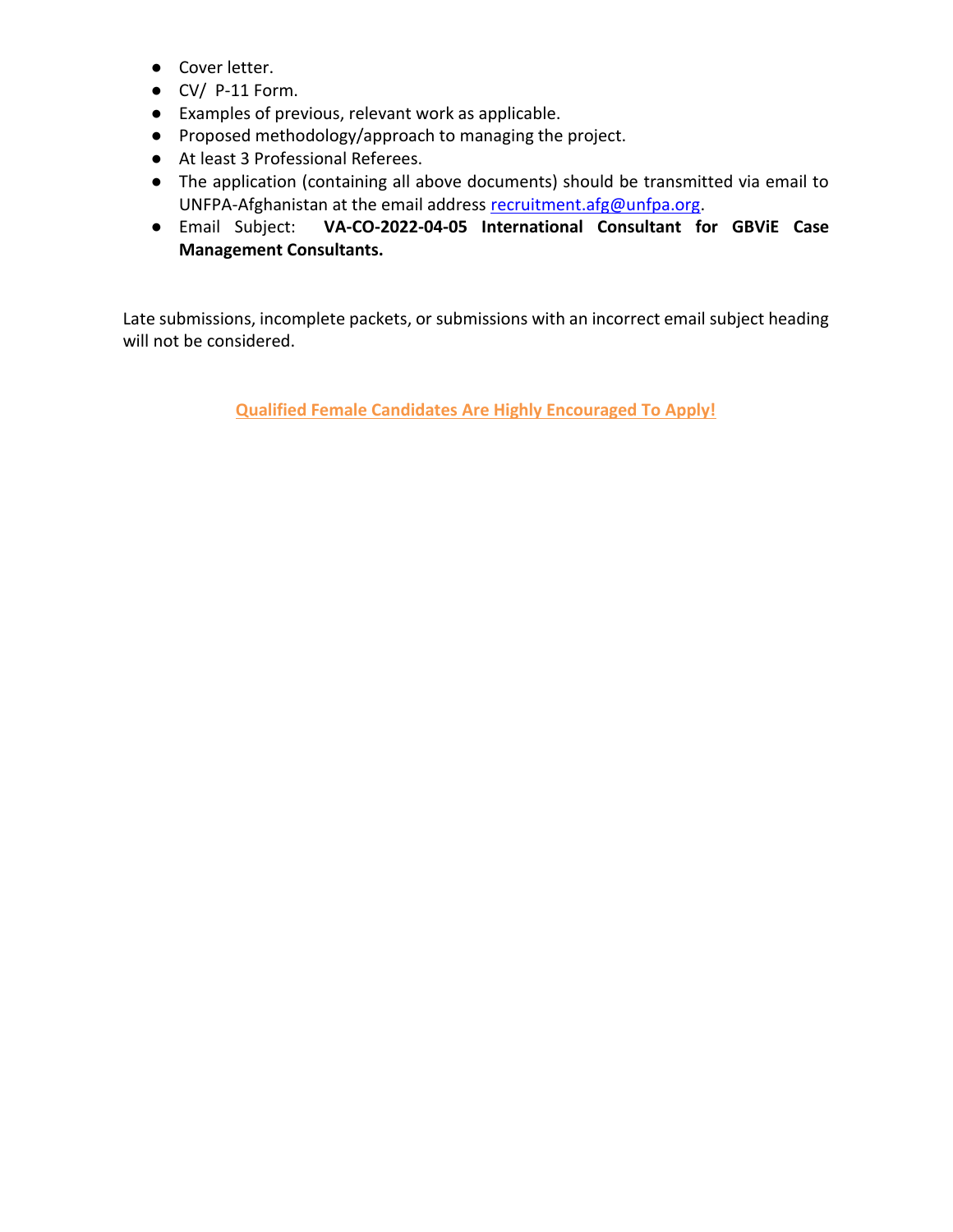- Cover letter.
- CV/ P-11 Form.
- Examples of previous, relevant work as applicable.
- Proposed methodology/approach to managing the project.
- At least 3 Professional Referees.
- The application (containing all above documents) should be transmitted via email to UNFPA-Afghanistan at the email address recruitment.afg@unfpa.org.
- Email Subject: **VA-CO-2022-04-05 International Consultant for GBViE Case Management Consultants.**

Late submissions, incomplete packets, or submissions with an incorrect email subject heading will not be considered.

**Qualified Female Candidates Are Highly Encouraged To Apply!**